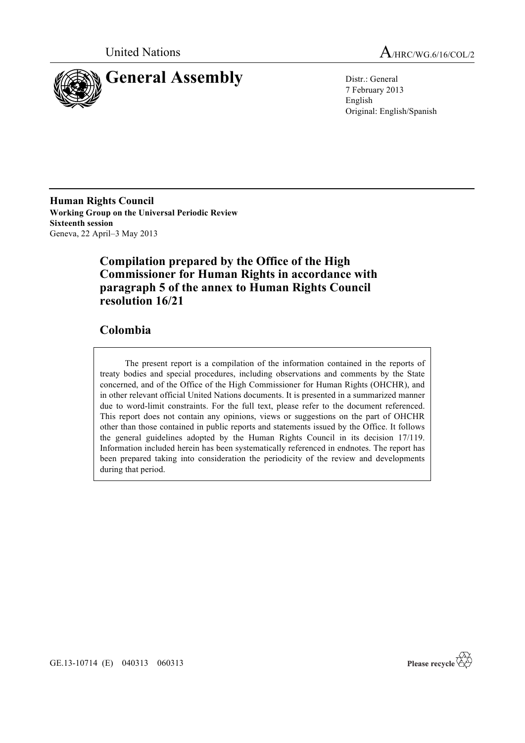United Nations

A/HRC/WG.6/16/COL/2

# General Assembly

Distr.: General
7 February 2013
English
Original: English/Spanish

**Human Rights Council**
**Working Group on the Universal Periodic Review**
**Sixteenth session**
Geneva, 22 April–3 May 2013

## Compilation prepared by the Office of the High Commissioner for Human Rights in accordance with paragraph 5 of the annex to Human Rights Council resolution 16/21

## Colombia

The present report is a compilation of the information contained in the reports of treaty bodies and special procedures, including observations and comments by the State concerned, and of the Office of the High Commissioner for Human Rights (OHCHR), and in other relevant official United Nations documents. It is presented in a summarized manner due to word-limit constraints. For the full text, please refer to the document referenced. This report does not contain any opinions, views or suggestions on the part of OHCHR other than those contained in public reports and statements issued by the Office. It follows the general guidelines adopted by the Human Rights Council in its decision 17/119. Information included herein has been systematically referenced in endnotes. The report has been prepared taking into consideration the periodicity of the review and developments during that period.

GE.13-10714 (E) 040313 060313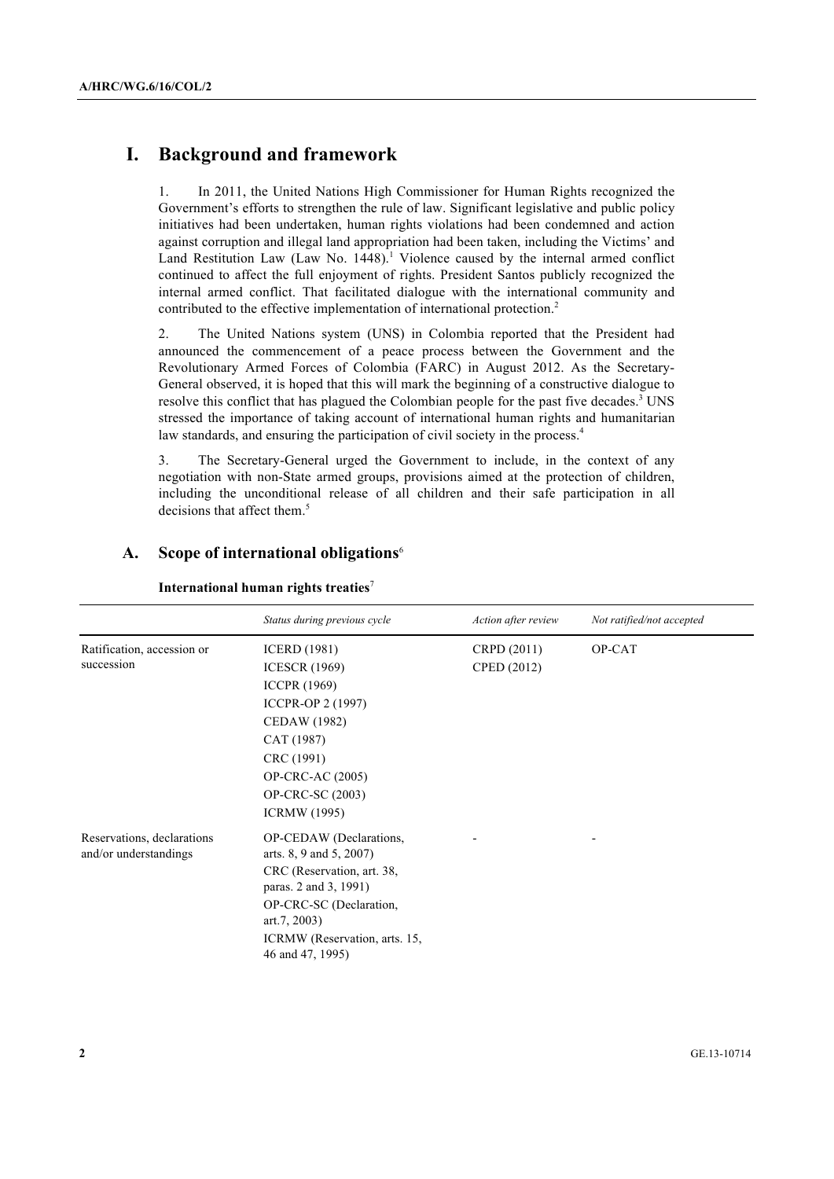# I. Background and framework

1. In 2011, the United Nations High Commissioner for Human Rights recognized the Government's efforts to strengthen the rule of law. Significant legislative and public policy initiatives had been undertaken, human rights violations had been condemned and action against corruption and illegal land appropriation had been taken, including the Victims' and Land Restitution Law (Law No. 1448).[1] Violence caused by the internal armed conflict continued to affect the full enjoyment of rights. President Santos publicly recognized the internal armed conflict. That facilitated dialogue with the international community and contributed to the effective implementation of international protection.[2]

2. The United Nations system (UNS) in Colombia reported that the President had announced the commencement of a peace process between the Government and the Revolutionary Armed Forces of Colombia (FARC) in August 2012. As the Secretary-General observed, it is hoped that this will mark the beginning of a constructive dialogue to resolve this conflict that has plagued the Colombian people for the past five decades.[3] UNS stressed the importance of taking account of international human rights and humanitarian law standards, and ensuring the participation of civil society in the process.[4]

3. The Secretary-General urged the Government to include, in the context of any negotiation with non-State armed groups, provisions aimed at the protection of children, including the unconditional release of all children and their safe participation in all decisions that affect them.[5]

## A. Scope of international obligations[6]

**International human rights treaties**[7]

| | *Status during previous cycle* | *Action after review* | *Not ratified/not accepted* |
|---|---|---|---|
| Ratification, accession or succession | ICERD (1981)<br>ICESCR (1969)<br>ICCPR (1969)<br>ICCPR-OP 2 (1997)<br>CEDAW (1982)<br>CAT (1987)<br>CRC (1991)<br>OP-CRC-AC (2005)<br>OP-CRC-SC (2003)<br>ICRMW (1995) | CRPD (2011)<br>CPED (2012) | OP-CAT |
| Reservations, declarations and/or understandings | OP-CEDAW (Declarations, arts. 8, 9 and 5, 2007)<br>CRC (Reservation, art. 38, paras. 2 and 3, 1991)<br>OP-CRC-SC (Declaration, art.7, 2003)<br>ICRMW (Reservation, arts. 15, 46 and 47, 1995) | - | - |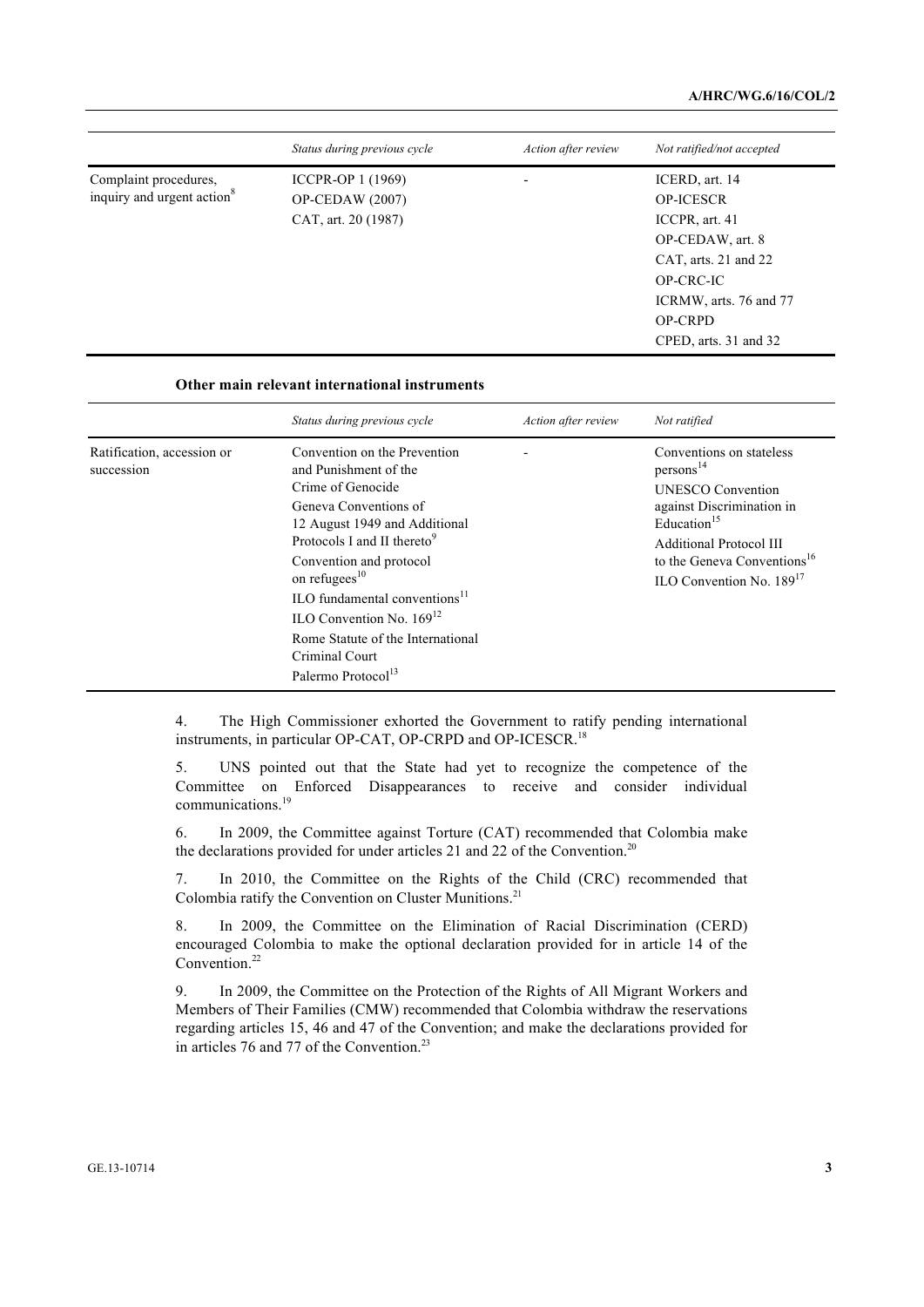| | *Status during previous cycle* | *Action after review* | *Not ratified/not accepted* |
|---|---|---|---|
| Complaint procedures, inquiry and urgent action[8] | ICCPR-OP 1 (1969)<br>OP-CEDAW (2007)<br>CAT, art. 20 (1987) | - | ICERD, art. 14<br>OP-ICESCR<br>ICCPR, art. 41<br>OP-CEDAW, art. 8<br>CAT, arts. 21 and 22<br>OP-CRC-IC<br>ICRMW, arts. 76 and 77<br>OP-CRPD<br>CPED, arts. 31 and 32 |

**Other main relevant international instruments**

| | *Status during previous cycle* | *Action after review* | *Not ratified* |
|---|---|---|---|
| Ratification, accession or succession | Convention on the Prevention and Punishment of the Crime of Genocide<br>Geneva Conventions of 12 August 1949 and Additional Protocols I and II thereto[9]<br>Convention and protocol on refugees[10]<br>ILO fundamental conventions[11]<br>ILO Convention No. 169[12]<br>Rome Statute of the International Criminal Court<br>Palermo Protocol[13] | - | Conventions on stateless persons[14]<br>UNESCO Convention against Discrimination in Education[15]<br>Additional Protocol III to the Geneva Conventions[16]<br>ILO Convention No. 189[17] |

4. The High Commissioner exhorted the Government to ratify pending international instruments, in particular OP-CAT, OP-CRPD and OP-ICESCR.[18]

5. UNS pointed out that the State had yet to recognize the competence of the Committee on Enforced Disappearances to receive and consider individual communications.[19]

6. In 2009, the Committee against Torture (CAT) recommended that Colombia make the declarations provided for under articles 21 and 22 of the Convention.[20]

7. In 2010, the Committee on the Rights of the Child (CRC) recommended that Colombia ratify the Convention on Cluster Munitions.[21]

8. In 2009, the Committee on the Elimination of Racial Discrimination (CERD) encouraged Colombia to make the optional declaration provided for in article 14 of the Convention.[22]

9. In 2009, the Committee on the Protection of the Rights of All Migrant Workers and Members of Their Families (CMW) recommended that Colombia withdraw the reservations regarding articles 15, 46 and 47 of the Convention; and make the declarations provided for in articles 76 and 77 of the Convention.[23]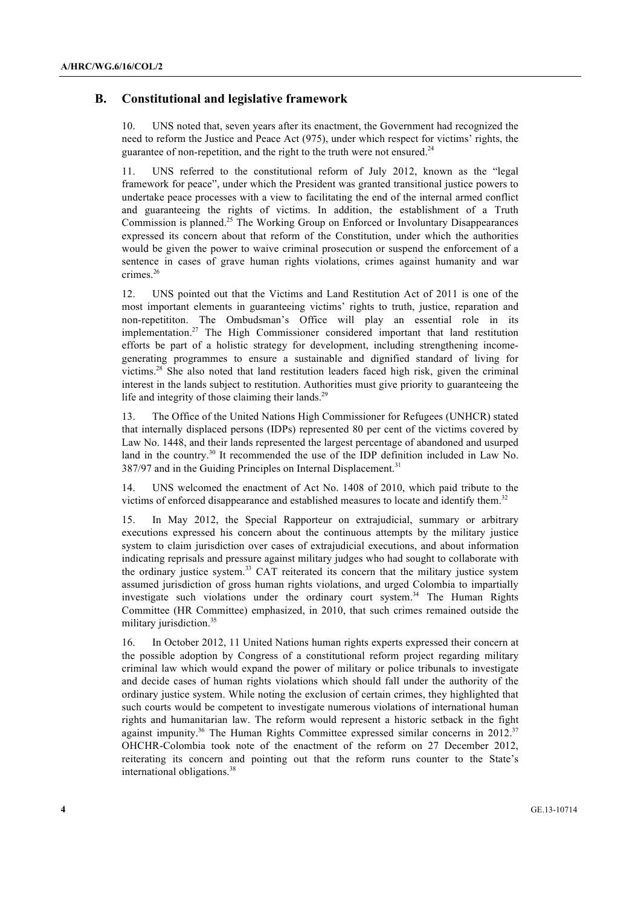## B. Constitutional and legislative framework

10. UNS noted that, seven years after its enactment, the Government had recognized the need to reform the Justice and Peace Act (975), under which respect for victims' rights, the guarantee of non-repetition, and the right to the truth were not ensured.[24]

11. UNS referred to the constitutional reform of July 2012, known as the "legal framework for peace", under which the President was granted transitional justice powers to undertake peace processes with a view to facilitating the end of the internal armed conflict and guaranteeing the rights of victims. In addition, the establishment of a Truth Commission is planned.[25] The Working Group on Enforced or Involuntary Disappearances expressed its concern about that reform of the Constitution, under which the authorities would be given the power to waive criminal prosecution or suspend the enforcement of a sentence in cases of grave human rights violations, crimes against humanity and war crimes.[26]

12. UNS pointed out that the Victims and Land Restitution Act of 2011 is one of the most important elements in guaranteeing victims' rights to truth, justice, reparation and non-repetititon. The Ombudsman's Office will play an essential role in its implementation.[27] The High Commissioner considered important that land restitution efforts be part of a holistic strategy for development, including strengthening income-generating programmes to ensure a sustainable and dignified standard of living for victims.[28] She also noted that land restitution leaders faced high risk, given the criminal interest in the lands subject to restitution. Authorities must give priority to guaranteeing the life and integrity of those claiming their lands.[29]

13. The Office of the United Nations High Commissioner for Refugees (UNHCR) stated that internally displaced persons (IDPs) represented 80 per cent of the victims covered by Law No. 1448, and their lands represented the largest percentage of abandoned and usurped land in the country.[30] It recommended the use of the IDP definition included in Law No. 387/97 and in the Guiding Principles on Internal Displacement.[31]

14. UNS welcomed the enactment of Act No. 1408 of 2010, which paid tribute to the victims of enforced disappearance and established measures to locate and identify them.[32]

15. In May 2012, the Special Rapporteur on extrajudicial, summary or arbitrary executions expressed his concern about the continuous attempts by the military justice system to claim jurisdiction over cases of extrajudicial executions, and about information indicating reprisals and pressure against military judges who had sought to collaborate with the ordinary justice system.[33] CAT reiterated its concern that the military justice system assumed jurisdiction of gross human rights violations, and urged Colombia to impartially investigate such violations under the ordinary court system.[34] The Human Rights Committee (HR Committee) emphasized, in 2010, that such crimes remained outside the military jurisdiction.[35]

16. In October 2012, 11 United Nations human rights experts expressed their concern at the possible adoption by Congress of a constitutional reform project regarding military criminal law which would expand the power of military or police tribunals to investigate and decide cases of human rights violations which should fall under the authority of the ordinary justice system. While noting the exclusion of certain crimes, they highlighted that such courts would be competent to investigate numerous violations of international human rights and humanitarian law. The reform would represent a historic setback in the fight against impunity.[36] The Human Rights Committee expressed similar concerns in 2012.[37] OHCHR-Colombia took note of the enactment of the reform on 27 December 2012, reiterating its concern and pointing out that the reform runs counter to the State's international obligations.[38]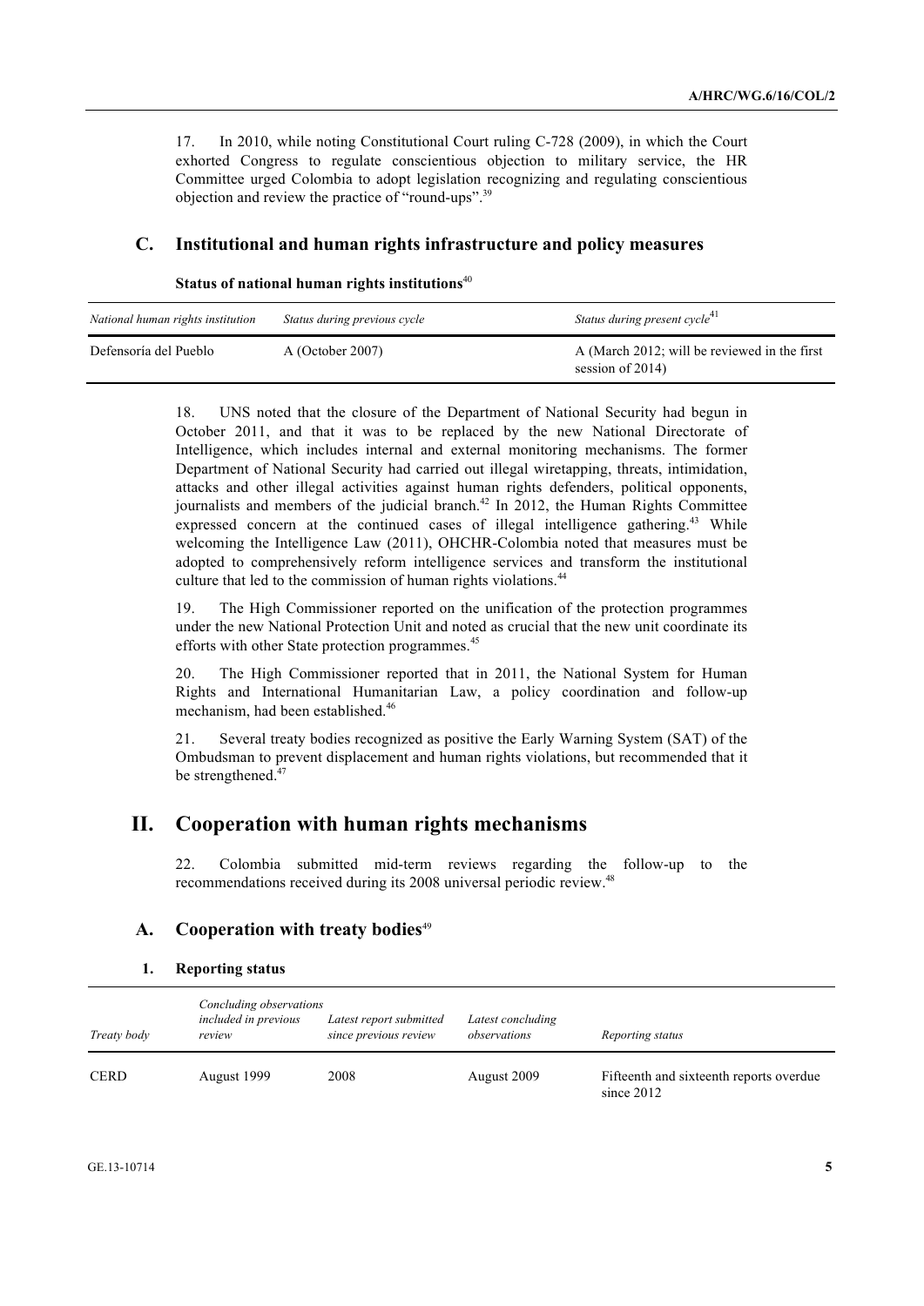17. In 2010, while noting Constitutional Court ruling C-728 (2009), in which the Court exhorted Congress to regulate conscientious objection to military service, the HR Committee urged Colombia to adopt legislation recognizing and regulating conscientious objection and review the practice of “round-ups”.[39]

## C. Institutional and human rights infrastructure and policy measures

**Status of national human rights institutions**[40]

| *National human rights institution* | *Status during previous cycle* | *Status during present cycle*[41] |
|---|---|---|
| Defensoría del Pueblo | A (October 2007) | A (March 2012; will be reviewed in the first session of 2014) |

18. UNS noted that the closure of the Department of National Security had begun in October 2011, and that it was to be replaced by the new National Directorate of Intelligence, which includes internal and external monitoring mechanisms. The former Department of National Security had carried out illegal wiretapping, threats, intimidation, attacks and other illegal activities against human rights defenders, political opponents, journalists and members of the judicial branch.[42] In 2012, the Human Rights Committee expressed concern at the continued cases of illegal intelligence gathering.[43] While welcoming the Intelligence Law (2011), OHCHR-Colombia noted that measures must be adopted to comprehensively reform intelligence services and transform the institutional culture that led to the commission of human rights violations.[44]

19. The High Commissioner reported on the unification of the protection programmes under the new National Protection Unit and noted as crucial that the new unit coordinate its efforts with other State protection programmes.[45]

20. The High Commissioner reported that in 2011, the National System for Human Rights and International Humanitarian Law, a policy coordination and follow-up mechanism, had been established.[46]

21. Several treaty bodies recognized as positive the Early Warning System (SAT) of the Ombudsman to prevent displacement and human rights violations, but recommended that it be strengthened.[47]

# II. Cooperation with human rights mechanisms

22. Colombia submitted mid-term reviews regarding the follow-up to the recommendations received during its 2008 universal periodic review.[48]

## A. Cooperation with treaty bodies[49]

### 1. Reporting status

| *Treaty body* | *Concluding observations included in previous review* | *Latest report submitted since previous review* | *Latest concluding observations* | *Reporting status* |
|---|---|---|---|---|
| CERD | August 1999 | 2008 | August 2009 | Fifteenth and sixteenth reports overdue since 2012 |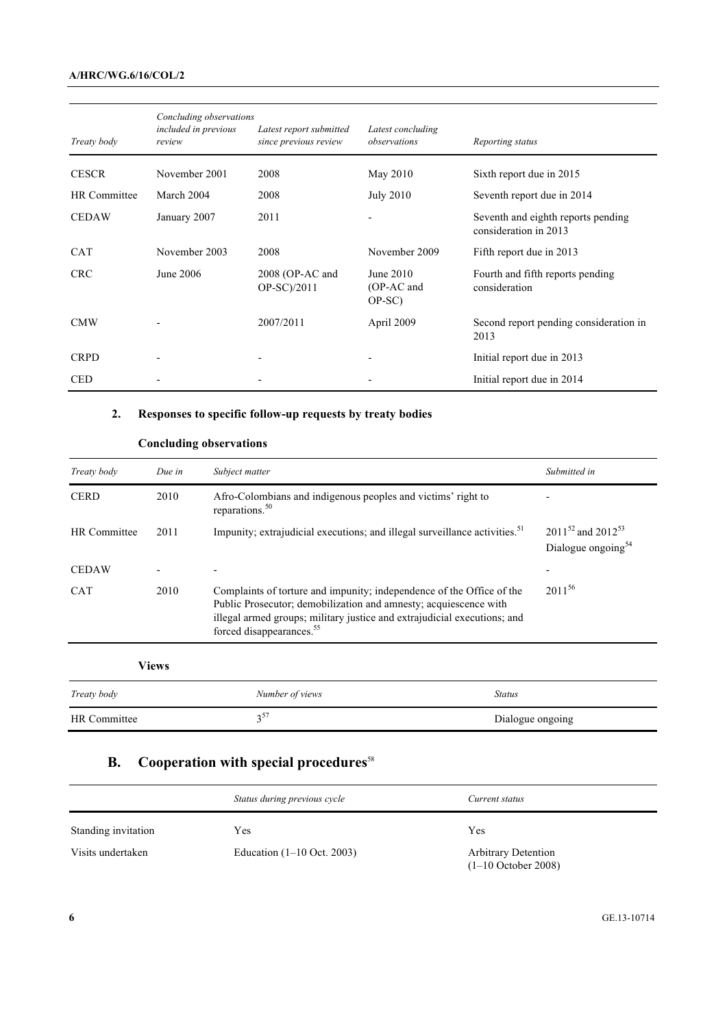| *Treaty body* | *Concluding observations included in previous review* | *Latest report submitted since previous review* | *Latest concluding observations* | *Reporting status* |
|---|---|---|---|---|
| CESCR | November 2001 | 2008 | May 2010 | Sixth report due in 2015 |
| HR Committee | March 2004 | 2008 | July 2010 | Seventh report due in 2014 |
| CEDAW | January 2007 | 2011 | - | Seventh and eighth reports pending consideration in 2013 |
| CAT | November 2003 | 2008 | November 2009 | Fifth report due in 2013 |
| CRC | June 2006 | 2008 (OP-AC and OP-SC)/2011 | June 2010 (OP-AC and OP-SC) | Fourth and fifth reports pending consideration |
| CMW | - | 2007/2011 | April 2009 | Second report pending consideration in 2013 |
| CRPD | - | - | - | Initial report due in 2013 |
| CED | - | - | - | Initial report due in 2014 |

## 2. Responses to specific follow-up requests by treaty bodies

### Concluding observations

| *Treaty body* | *Due in* | *Subject matter* | *Submitted in* |
|---|---|---|---|
| CERD | 2010 | Afro-Colombians and indigenous peoples and victims' right to reparations.[50] | - |
| HR Committee | 2011 | Impunity; extrajudicial executions; and illegal surveillance activities.[51] | 2011[52] and 2012[53] Dialogue ongoing[54] |
| CEDAW | - | - | - |
| CAT | 2010 | Complaints of torture and impunity; independence of the Office of the Public Prosecutor; demobilization and amnesty; acquiescence with illegal armed groups; military justice and extrajudicial executions; and forced disappearances.[55] | 2011[56] |

### Views

| *Treaty body* | *Number of views* | *Status* |
|---|---|---|
| HR Committee | 3[57] | Dialogue ongoing |

## B. Cooperation with special procedures[58]

| | *Status during previous cycle* | *Current status* |
|---|---|---|
| Standing invitation | Yes | Yes |
| Visits undertaken | Education (1–10 Oct. 2003) | Arbitrary Detention (1–10 October 2008) |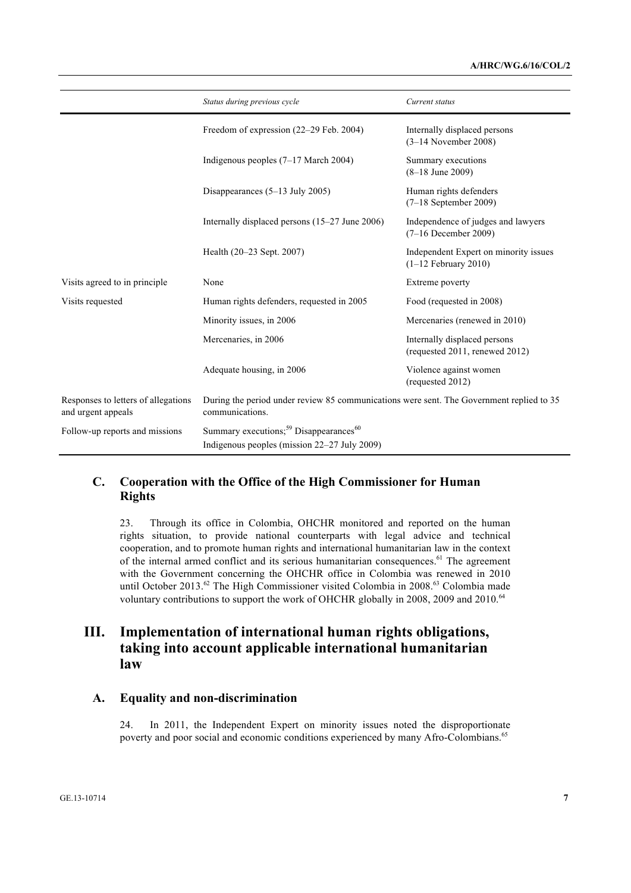| | *Status during previous cycle* | *Current status* |
|---|---|---|
| | Freedom of expression (22–29 Feb. 2004) | Internally displaced persons (3–14 November 2008) |
| | Indigenous peoples (7–17 March 2004) | Summary executions (8–18 June 2009) |
| | Disappearances (5–13 July 2005) | Human rights defenders (7–18 September 2009) |
| | Internally displaced persons (15–27 June 2006) | Independence of judges and lawyers (7–16 December 2009) |
| | Health (20–23 Sept. 2007) | Independent Expert on minority issues (1–12 February 2010) |
| Visits agreed to in principle | None | Extreme poverty |
| Visits requested | Human rights defenders, requested in 2005 | Food (requested in 2008) |
| | Minority issues, in 2006 | Mercenaries (renewed in 2010) |
| | Mercenaries, in 2006 | Internally displaced persons (requested 2011, renewed 2012) |
| | Adequate housing, in 2006 | Violence against women (requested 2012) |
| Responses to letters of allegations and urgent appeals | During the period under review 85 communications were sent. The Government replied to 35 communications. | |
| Follow-up reports and missions | Summary executions;[59] Disappearances[60] Indigenous peoples (mission 22–27 July 2009) | |

### C. Cooperation with the Office of the High Commissioner for Human Rights

23. Through its office in Colombia, OHCHR monitored and reported on the human rights situation, to provide national counterparts with legal advice and technical cooperation, and to promote human rights and international humanitarian law in the context of the internal armed conflict and its serious humanitarian consequences.[61] The agreement with the Government concerning the OHCHR office in Colombia was renewed in 2010 until October 2013.[62] The High Commissioner visited Colombia in 2008.[63] Colombia made voluntary contributions to support the work of OHCHR globally in 2008, 2009 and 2010.[64]

## III. Implementation of international human rights obligations, taking into account applicable international humanitarian law

### A. Equality and non-discrimination

24. In 2011, the Independent Expert on minority issues noted the disproportionate poverty and poor social and economic conditions experienced by many Afro-Colombians.[65]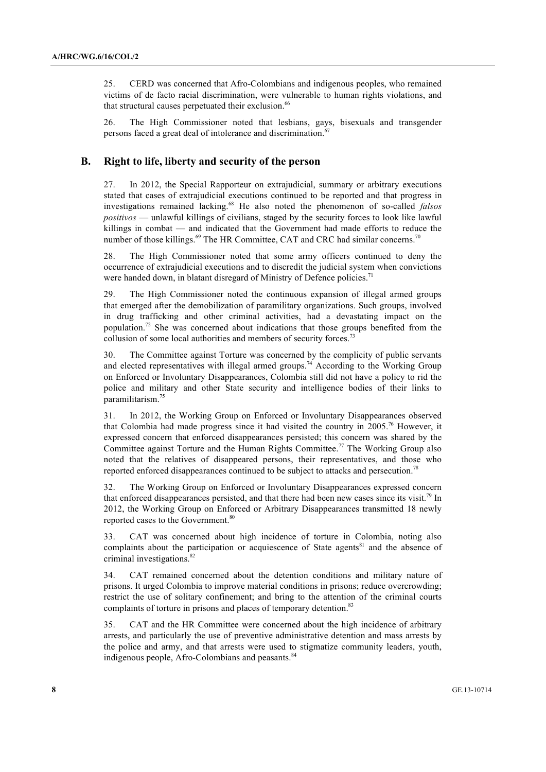25. CERD was concerned that Afro-Colombians and indigenous peoples, who remained victims of de facto racial discrimination, were vulnerable to human rights violations, and that structural causes perpetuated their exclusion.[66]

26. The High Commissioner noted that lesbians, gays, bisexuals and transgender persons faced a great deal of intolerance and discrimination.[67]

## B. Right to life, liberty and security of the person

27. In 2012, the Special Rapporteur on extrajudicial, summary or arbitrary executions stated that cases of extrajudicial executions continued to be reported and that progress in investigations remained lacking.[68] He also noted the phenomenon of so-called *falsos positivos* — unlawful killings of civilians, staged by the security forces to look like lawful killings in combat — and indicated that the Government had made efforts to reduce the number of those killings.[69] The HR Committee, CAT and CRC had similar concerns.[70]

28. The High Commissioner noted that some army officers continued to deny the occurrence of extrajudicial executions and to discredit the judicial system when convictions were handed down, in blatant disregard of Ministry of Defence policies.[71]

29. The High Commissioner noted the continuous expansion of illegal armed groups that emerged after the demobilization of paramilitary organizations. Such groups, involved in drug trafficking and other criminal activities, had a devastating impact on the population.[72] She was concerned about indications that those groups benefited from the collusion of some local authorities and members of security forces.[73]

30. The Committee against Torture was concerned by the complicity of public servants and elected representatives with illegal armed groups.[74] According to the Working Group on Enforced or Involuntary Disappearances, Colombia still did not have a policy to rid the police and military and other State security and intelligence bodies of their links to paramilitarism.[75]

31. In 2012, the Working Group on Enforced or Involuntary Disappearances observed that Colombia had made progress since it had visited the country in 2005.[76] However, it expressed concern that enforced disappearances persisted; this concern was shared by the Committee against Torture and the Human Rights Committee.[77] The Working Group also noted that the relatives of disappeared persons, their representatives, and those who reported enforced disappearances continued to be subject to attacks and persecution.[78]

32. The Working Group on Enforced or Involuntary Disappearances expressed concern that enforced disappearances persisted, and that there had been new cases since its visit.[79] In 2012, the Working Group on Enforced or Arbitrary Disappearances transmitted 18 newly reported cases to the Government.[80]

33. CAT was concerned about high incidence of torture in Colombia, noting also complaints about the participation or acquiescence of State agents[81] and the absence of criminal investigations.[82]

34. CAT remained concerned about the detention conditions and military nature of prisons. It urged Colombia to improve material conditions in prisons; reduce overcrowding; restrict the use of solitary confinement; and bring to the attention of the criminal courts complaints of torture in prisons and places of temporary detention.[83]

35. CAT and the HR Committee were concerned about the high incidence of arbitrary arrests, and particularly the use of preventive administrative detention and mass arrests by the police and army, and that arrests were used to stigmatize community leaders, youth, indigenous people, Afro-Colombians and peasants.[84]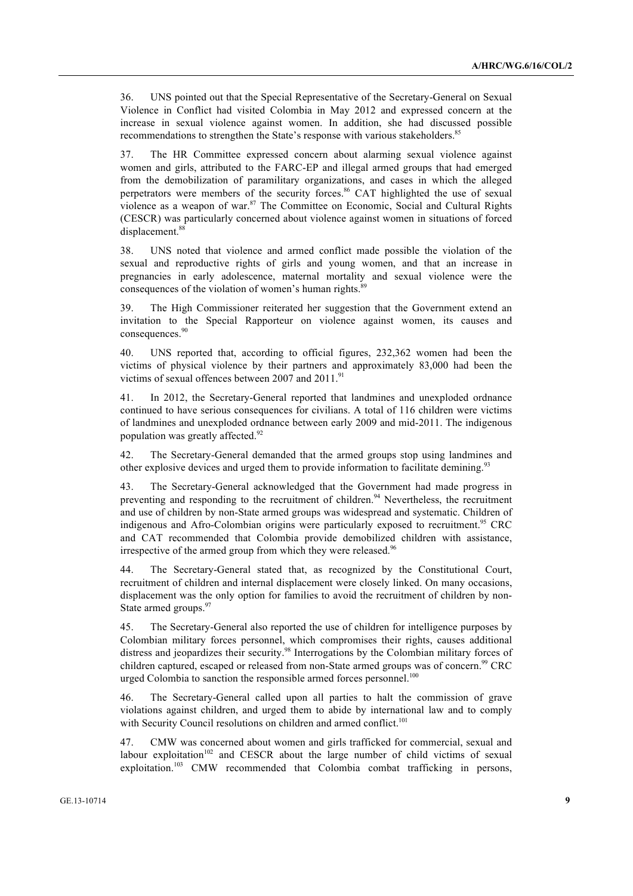36. UNS pointed out that the Special Representative of the Secretary-General on Sexual Violence in Conflict had visited Colombia in May 2012 and expressed concern at the increase in sexual violence against women. In addition, she had discussed possible recommendations to strengthen the State's response with various stakeholders.[85]

37. The HR Committee expressed concern about alarming sexual violence against women and girls, attributed to the FARC-EP and illegal armed groups that had emerged from the demobilization of paramilitary organizations, and cases in which the alleged perpetrators were members of the security forces.[86] CAT highlighted the use of sexual violence as a weapon of war.[87] The Committee on Economic, Social and Cultural Rights (CESCR) was particularly concerned about violence against women in situations of forced displacement.[88]

38. UNS noted that violence and armed conflict made possible the violation of the sexual and reproductive rights of girls and young women, and that an increase in pregnancies in early adolescence, maternal mortality and sexual violence were the consequences of the violation of women's human rights.[89]

39. The High Commissioner reiterated her suggestion that the Government extend an invitation to the Special Rapporteur on violence against women, its causes and consequences.[90]

40. UNS reported that, according to official figures, 232,362 women had been the victims of physical violence by their partners and approximately 83,000 had been the victims of sexual offences between 2007 and 2011.[91]

41. In 2012, the Secretary-General reported that landmines and unexploded ordnance continued to have serious consequences for civilians. A total of 116 children were victims of landmines and unexploded ordnance between early 2009 and mid-2011. The indigenous population was greatly affected.[92]

42. The Secretary-General demanded that the armed groups stop using landmines and other explosive devices and urged them to provide information to facilitate demining.[93]

43. The Secretary-General acknowledged that the Government had made progress in preventing and responding to the recruitment of children.[94] Nevertheless, the recruitment and use of children by non-State armed groups was widespread and systematic. Children of indigenous and Afro-Colombian origins were particularly exposed to recruitment.[95] CRC and CAT recommended that Colombia provide demobilized children with assistance, irrespective of the armed group from which they were released.[96]

44. The Secretary-General stated that, as recognized by the Constitutional Court, recruitment of children and internal displacement were closely linked. On many occasions, displacement was the only option for families to avoid the recruitment of children by non-State armed groups.[97]

45. The Secretary-General also reported the use of children for intelligence purposes by Colombian military forces personnel, which compromises their rights, causes additional distress and jeopardizes their security.[98] Interrogations by the Colombian military forces of children captured, escaped or released from non-State armed groups was of concern.[99] CRC urged Colombia to sanction the responsible armed forces personnel.[100]

46. The Secretary-General called upon all parties to halt the commission of grave violations against children, and urged them to abide by international law and to comply with Security Council resolutions on children and armed conflict.[101]

47. CMW was concerned about women and girls trafficked for commercial, sexual and labour exploitation[102] and CESCR about the large number of child victims of sexual exploitation.[103] CMW recommended that Colombia combat trafficking in persons,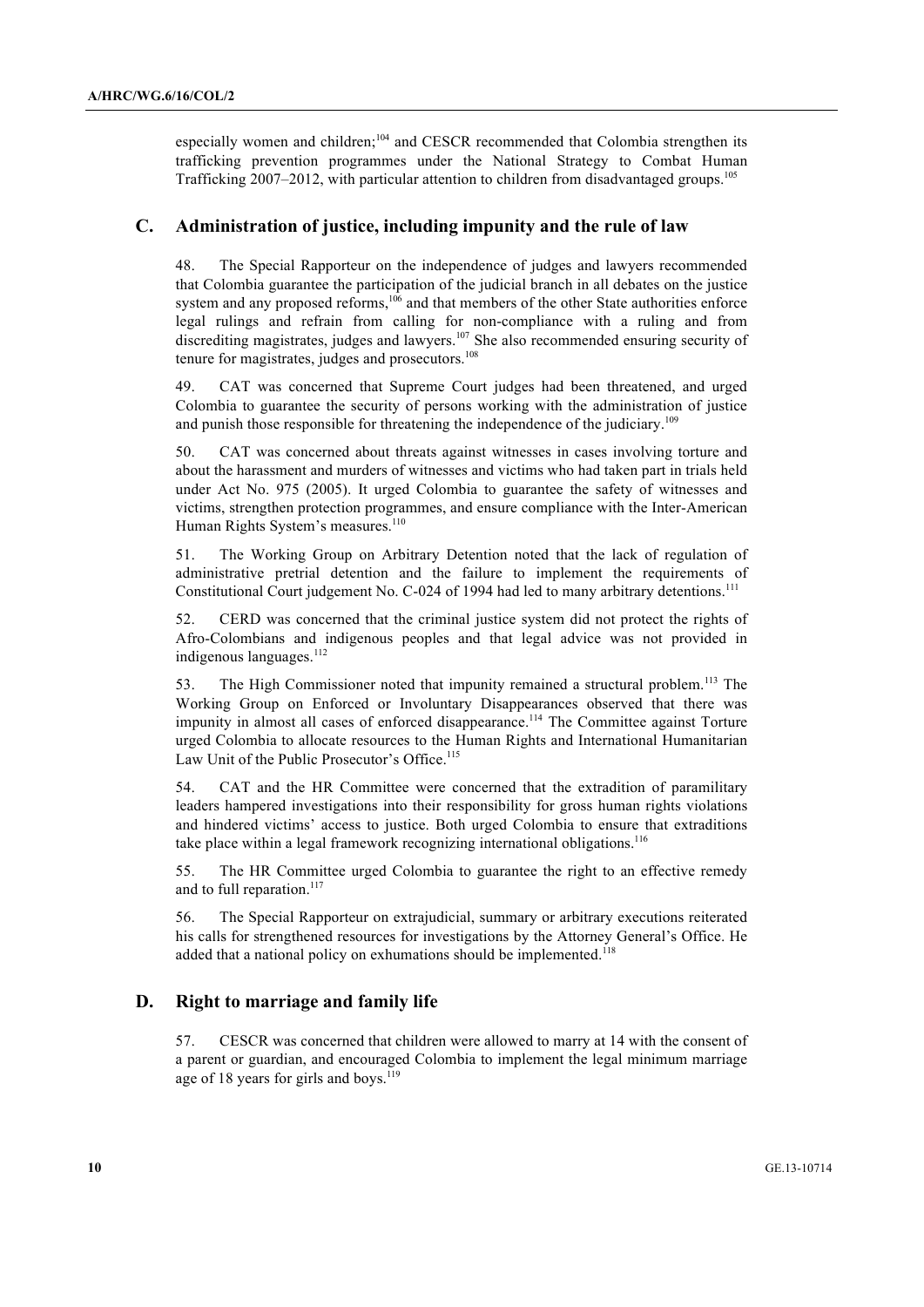especially women and children;[104] and CESCR recommended that Colombia strengthen its trafficking prevention programmes under the National Strategy to Combat Human Trafficking 2007–2012, with particular attention to children from disadvantaged groups.[105]

## C. Administration of justice, including impunity and the rule of law

48. The Special Rapporteur on the independence of judges and lawyers recommended that Colombia guarantee the participation of the judicial branch in all debates on the justice system and any proposed reforms,[106] and that members of the other State authorities enforce legal rulings and refrain from calling for non-compliance with a ruling and from discrediting magistrates, judges and lawyers.[107] She also recommended ensuring security of tenure for magistrates, judges and prosecutors.[108]

49. CAT was concerned that Supreme Court judges had been threatened, and urged Colombia to guarantee the security of persons working with the administration of justice and punish those responsible for threatening the independence of the judiciary.[109]

50. CAT was concerned about threats against witnesses in cases involving torture and about the harassment and murders of witnesses and victims who had taken part in trials held under Act No. 975 (2005). It urged Colombia to guarantee the safety of witnesses and victims, strengthen protection programmes, and ensure compliance with the Inter-American Human Rights System's measures.[110]

51. The Working Group on Arbitrary Detention noted that the lack of regulation of administrative pretrial detention and the failure to implement the requirements of Constitutional Court judgement No. C-024 of 1994 had led to many arbitrary detentions.[111]

52. CERD was concerned that the criminal justice system did not protect the rights of Afro-Colombians and indigenous peoples and that legal advice was not provided in indigenous languages.[112]

53. The High Commissioner noted that impunity remained a structural problem.[113] The Working Group on Enforced or Involuntary Disappearances observed that there was impunity in almost all cases of enforced disappearance.[114] The Committee against Torture urged Colombia to allocate resources to the Human Rights and International Humanitarian Law Unit of the Public Prosecutor's Office.[115]

54. CAT and the HR Committee were concerned that the extradition of paramilitary leaders hampered investigations into their responsibility for gross human rights violations and hindered victims' access to justice. Both urged Colombia to ensure that extraditions take place within a legal framework recognizing international obligations.[116]

55. The HR Committee urged Colombia to guarantee the right to an effective remedy and to full reparation.[117]

56. The Special Rapporteur on extrajudicial, summary or arbitrary executions reiterated his calls for strengthened resources for investigations by the Attorney General's Office. He added that a national policy on exhumations should be implemented.[118]

## D. Right to marriage and family life

57. CESCR was concerned that children were allowed to marry at 14 with the consent of a parent or guardian, and encouraged Colombia to implement the legal minimum marriage age of 18 years for girls and boys.[119]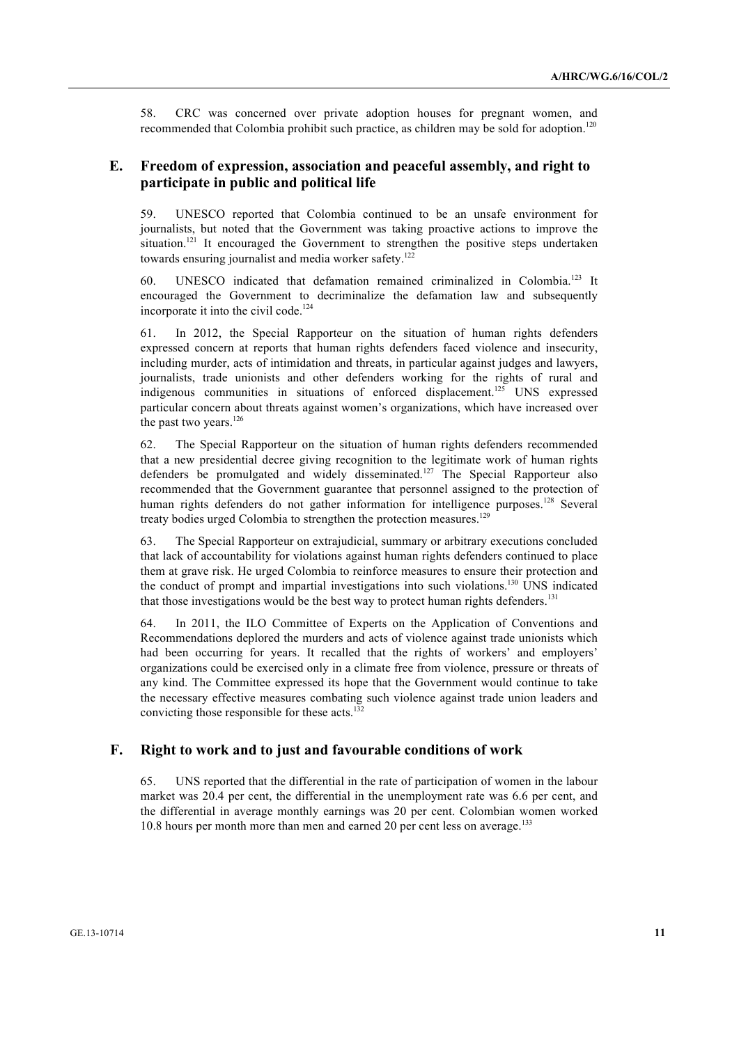58. CRC was concerned over private adoption houses for pregnant women, and recommended that Colombia prohibit such practice, as children may be sold for adoption.[120]

## E. Freedom of expression, association and peaceful assembly, and right to participate in public and political life

59. UNESCO reported that Colombia continued to be an unsafe environment for journalists, but noted that the Government was taking proactive actions to improve the situation.[121] It encouraged the Government to strengthen the positive steps undertaken towards ensuring journalist and media worker safety.[122]

60. UNESCO indicated that defamation remained criminalized in Colombia.[123] It encouraged the Government to decriminalize the defamation law and subsequently incorporate it into the civil code.[124]

61. In 2012, the Special Rapporteur on the situation of human rights defenders expressed concern at reports that human rights defenders faced violence and insecurity, including murder, acts of intimidation and threats, in particular against judges and lawyers, journalists, trade unionists and other defenders working for the rights of rural and indigenous communities in situations of enforced displacement.[125] UNS expressed particular concern about threats against women's organizations, which have increased over the past two years.[126]

62. The Special Rapporteur on the situation of human rights defenders recommended that a new presidential decree giving recognition to the legitimate work of human rights defenders be promulgated and widely disseminated.[127] The Special Rapporteur also recommended that the Government guarantee that personnel assigned to the protection of human rights defenders do not gather information for intelligence purposes.[128] Several treaty bodies urged Colombia to strengthen the protection measures.[129]

63. The Special Rapporteur on extrajudicial, summary or arbitrary executions concluded that lack of accountability for violations against human rights defenders continued to place them at grave risk. He urged Colombia to reinforce measures to ensure their protection and the conduct of prompt and impartial investigations into such violations.[130] UNS indicated that those investigations would be the best way to protect human rights defenders.[131]

64. In 2011, the ILO Committee of Experts on the Application of Conventions and Recommendations deplored the murders and acts of violence against trade unionists which had been occurring for years. It recalled that the rights of workers' and employers' organizations could be exercised only in a climate free from violence, pressure or threats of any kind. The Committee expressed its hope that the Government would continue to take the necessary effective measures combating such violence against trade union leaders and convicting those responsible for these acts.[132]

## F. Right to work and to just and favourable conditions of work

65. UNS reported that the differential in the rate of participation of women in the labour market was 20.4 per cent, the differential in the unemployment rate was 6.6 per cent, and the differential in average monthly earnings was 20 per cent. Colombian women worked 10.8 hours per month more than men and earned 20 per cent less on average.[133]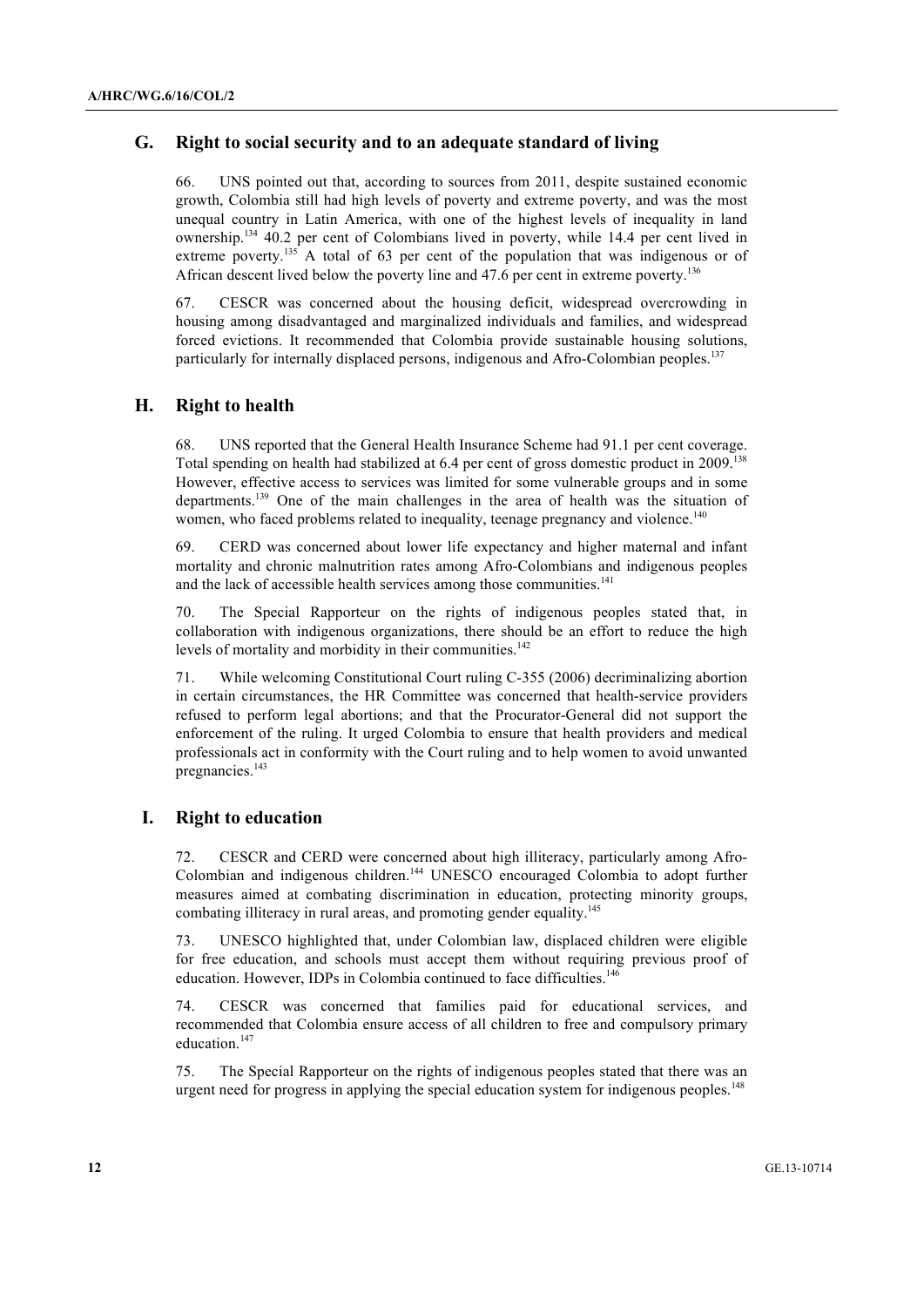## G. Right to social security and to an adequate standard of living

66. UNS pointed out that, according to sources from 2011, despite sustained economic growth, Colombia still had high levels of poverty and extreme poverty, and was the most unequal country in Latin America, with one of the highest levels of inequality in land ownership.[134] 40.2 per cent of Colombians lived in poverty, while 14.4 per cent lived in extreme poverty.[135] A total of 63 per cent of the population that was indigenous or of African descent lived below the poverty line and 47.6 per cent in extreme poverty.[136]

67. CESCR was concerned about the housing deficit, widespread overcrowding in housing among disadvantaged and marginalized individuals and families, and widespread forced evictions. It recommended that Colombia provide sustainable housing solutions, particularly for internally displaced persons, indigenous and Afro-Colombian peoples.[137]

## H. Right to health

68. UNS reported that the General Health Insurance Scheme had 91.1 per cent coverage. Total spending on health had stabilized at 6.4 per cent of gross domestic product in 2009.[138] However, effective access to services was limited for some vulnerable groups and in some departments.[139] One of the main challenges in the area of health was the situation of women, who faced problems related to inequality, teenage pregnancy and violence.[140]

69. CERD was concerned about lower life expectancy and higher maternal and infant mortality and chronic malnutrition rates among Afro-Colombians and indigenous peoples and the lack of accessible health services among those communities.[141]

70. The Special Rapporteur on the rights of indigenous peoples stated that, in collaboration with indigenous organizations, there should be an effort to reduce the high levels of mortality and morbidity in their communities.[142]

71. While welcoming Constitutional Court ruling C-355 (2006) decriminalizing abortion in certain circumstances, the HR Committee was concerned that health-service providers refused to perform legal abortions; and that the Procurator-General did not support the enforcement of the ruling. It urged Colombia to ensure that health providers and medical professionals act in conformity with the Court ruling and to help women to avoid unwanted pregnancies.[143]

## I. Right to education

72. CESCR and CERD were concerned about high illiteracy, particularly among Afro-Colombian and indigenous children.[144] UNESCO encouraged Colombia to adopt further measures aimed at combating discrimination in education, protecting minority groups, combating illiteracy in rural areas, and promoting gender equality.[145]

73. UNESCO highlighted that, under Colombian law, displaced children were eligible for free education, and schools must accept them without requiring previous proof of education. However, IDPs in Colombia continued to face difficulties.[146]

74. CESCR was concerned that families paid for educational services, and recommended that Colombia ensure access of all children to free and compulsory primary education.[147]

75. The Special Rapporteur on the rights of indigenous peoples stated that there was an urgent need for progress in applying the special education system for indigenous peoples.[148]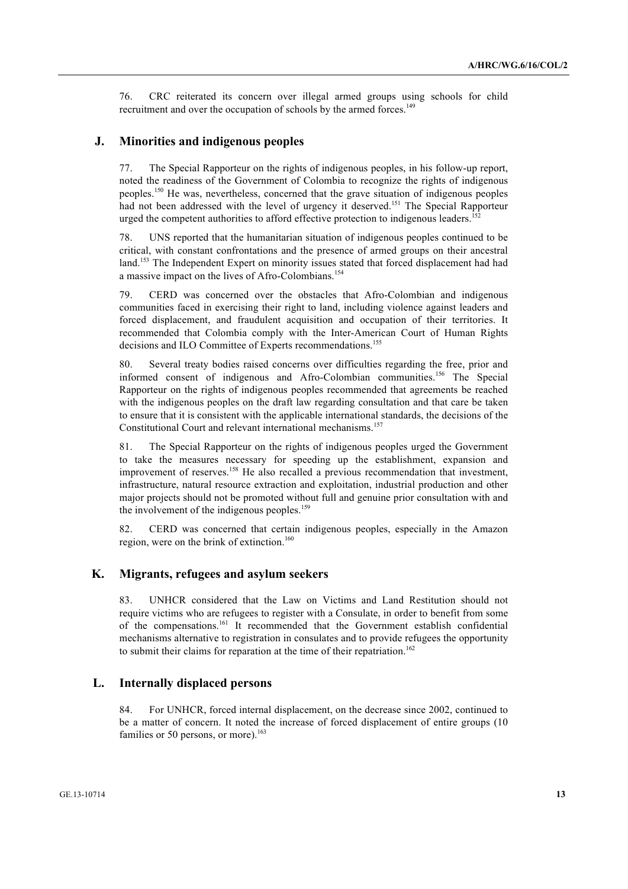76. CRC reiterated its concern over illegal armed groups using schools for child recruitment and over the occupation of schools by the armed forces.[149]

## J. Minorities and indigenous peoples

77. The Special Rapporteur on the rights of indigenous peoples, in his follow-up report, noted the readiness of the Government of Colombia to recognize the rights of indigenous peoples.[150] He was, nevertheless, concerned that the grave situation of indigenous peoples had not been addressed with the level of urgency it deserved.[151] The Special Rapporteur urged the competent authorities to afford effective protection to indigenous leaders.[152]

78. UNS reported that the humanitarian situation of indigenous peoples continued to be critical, with constant confrontations and the presence of armed groups on their ancestral land.[153] The Independent Expert on minority issues stated that forced displacement had had a massive impact on the lives of Afro-Colombians.[154]

79. CERD was concerned over the obstacles that Afro-Colombian and indigenous communities faced in exercising their right to land, including violence against leaders and forced displacement, and fraudulent acquisition and occupation of their territories. It recommended that Colombia comply with the Inter-American Court of Human Rights decisions and ILO Committee of Experts recommendations.[155]

80. Several treaty bodies raised concerns over difficulties regarding the free, prior and informed consent of indigenous and Afro-Colombian communities.[156] The Special Rapporteur on the rights of indigenous peoples recommended that agreements be reached with the indigenous peoples on the draft law regarding consultation and that care be taken to ensure that it is consistent with the applicable international standards, the decisions of the Constitutional Court and relevant international mechanisms.[157]

81. The Special Rapporteur on the rights of indigenous peoples urged the Government to take the measures necessary for speeding up the establishment, expansion and improvement of reserves.[158] He also recalled a previous recommendation that investment, infrastructure, natural resource extraction and exploitation, industrial production and other major projects should not be promoted without full and genuine prior consultation with and the involvement of the indigenous peoples.[159]

82. CERD was concerned that certain indigenous peoples, especially in the Amazon region, were on the brink of extinction.[160]

## K. Migrants, refugees and asylum seekers

83. UNHCR considered that the Law on Victims and Land Restitution should not require victims who are refugees to register with a Consulate, in order to benefit from some of the compensations.[161] It recommended that the Government establish confidential mechanisms alternative to registration in consulates and to provide refugees the opportunity to submit their claims for reparation at the time of their repatriation.[162]

## L. Internally displaced persons

84. For UNHCR, forced internal displacement, on the decrease since 2002, continued to be a matter of concern. It noted the increase of forced displacement of entire groups (10 families or 50 persons, or more).[163]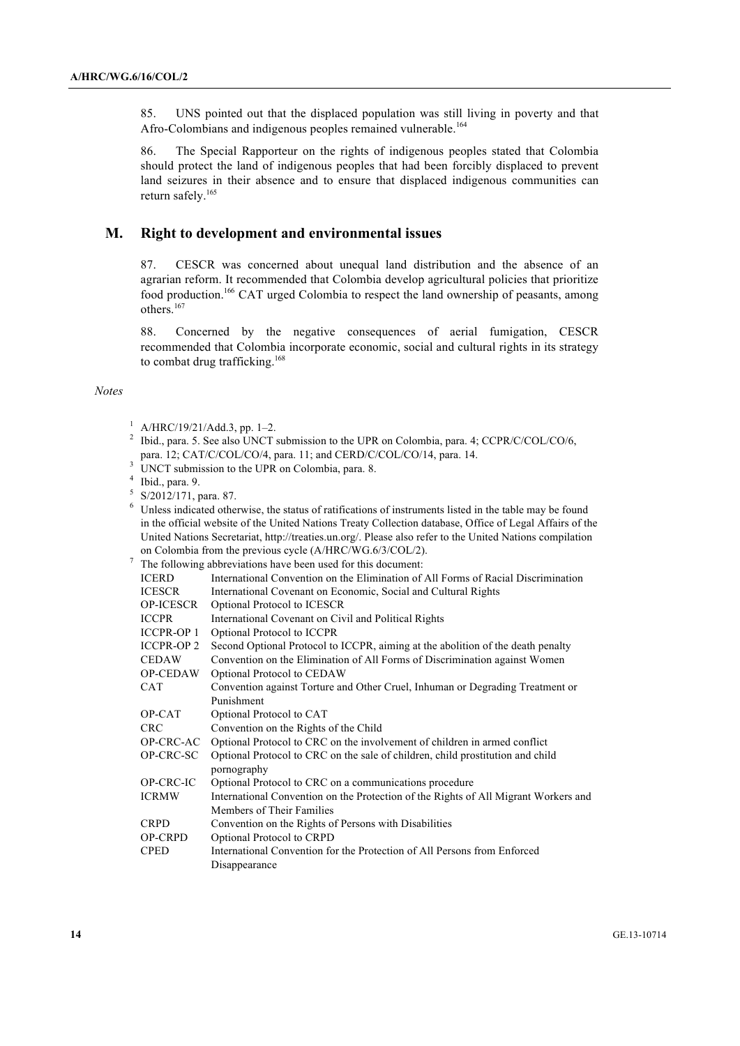85. UNS pointed out that the displaced population was still living in poverty and that Afro-Colombians and indigenous peoples remained vulnerable.[164]

86. The Special Rapporteur on the rights of indigenous peoples stated that Colombia should protect the land of indigenous peoples that had been forcibly displaced to prevent land seizures in their absence and to ensure that displaced indigenous communities can return safely.[165]

## M. Right to development and environmental issues

87. CESCR was concerned about unequal land distribution and the absence of an agrarian reform. It recommended that Colombia develop agricultural policies that prioritize food production.[166] CAT urged Colombia to respect the land ownership of peasants, among others.[167]

88. Concerned by the negative consequences of aerial fumigation, CESCR recommended that Colombia incorporate economic, social and cultural rights in its strategy to combat drug trafficking.[168]

*Notes*

1 A/HRC/19/21/Add.3, pp. 1–2.

2 Ibid., para. 5. See also UNCT submission to the UPR on Colombia, para. 4; CCPR/C/COL/CO/6, para. 12; CAT/C/COL/CO/4, para. 11; and CERD/C/COL/CO/14, para. 14.

3 UNCT submission to the UPR on Colombia, para. 8.

4 Ibid., para. 9.

5 S/2012/171, para. 87.

6 Unless indicated otherwise, the status of ratifications of instruments listed in the table may be found in the official website of the United Nations Treaty Collection database, Office of Legal Affairs of the United Nations Secretariat, http://treaties.un.org/. Please also refer to the United Nations compilation on Colombia from the previous cycle (A/HRC/WG.6/3/COL/2).

7 The following abbreviations have been used for this document:

| | |
|---|---|
| ICERD | International Convention on the Elimination of All Forms of Racial Discrimination |
| ICESCR | International Covenant on Economic, Social and Cultural Rights |
| OP-ICESCR | Optional Protocol to ICESCR |
| ICCPR | International Covenant on Civil and Political Rights |
| ICCPR-OP 1 | Optional Protocol to ICCPR |
| ICCPR-OP 2 | Second Optional Protocol to ICCPR, aiming at the abolition of the death penalty |
| CEDAW | Convention on the Elimination of All Forms of Discrimination against Women |
| OP-CEDAW | Optional Protocol to CEDAW |
| CAT | Convention against Torture and Other Cruel, Inhuman or Degrading Treatment or Punishment |
| OP-CAT | Optional Protocol to CAT |
| CRC | Convention on the Rights of the Child |
| OP-CRC-AC | Optional Protocol to CRC on the involvement of children in armed conflict |
| OP-CRC-SC | Optional Protocol to CRC on the sale of children, child prostitution and child pornography |
| OP-CRC-IC | Optional Protocol to CRC on a communications procedure |
| ICRMW | International Convention on the Protection of the Rights of All Migrant Workers and Members of Their Families |
| CRPD | Convention on the Rights of Persons with Disabilities |
| OP-CRPD | Optional Protocol to CRPD |
| CPED | International Convention for the Protection of All Persons from Enforced Disappearance |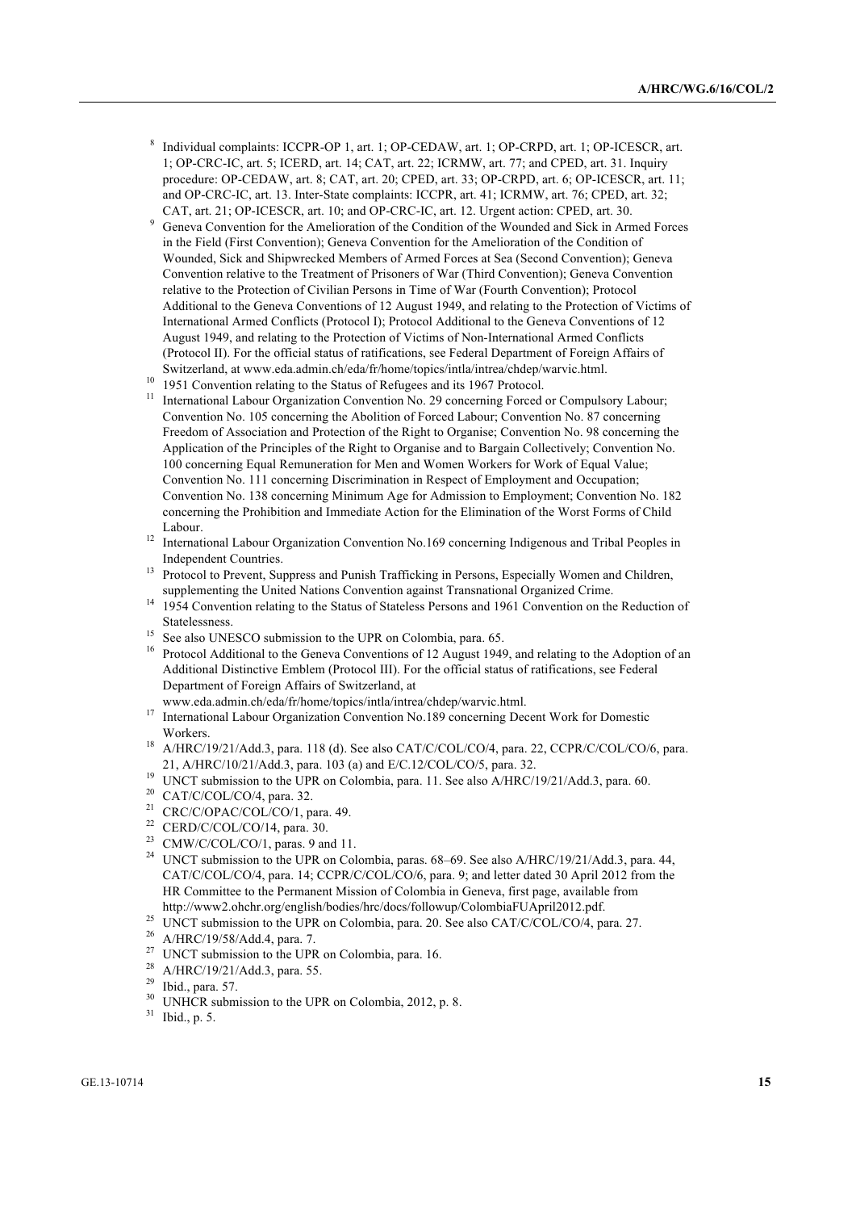[8] Individual complaints: ICCPR-OP 1, art. 1; OP-CEDAW, art. 1; OP-CRPD, art. 1; OP-ICESCR, art. 1; OP-CRC-IC, art. 5; ICERD, art. 14; CAT, art. 22; ICRMW, art. 77; and CPED, art. 31. Inquiry procedure: OP-CEDAW, art. 8; CAT, art. 20; CPED, art. 33; OP-CRPD, art. 6; OP-ICESCR, art. 11; and OP-CRC-IC, art. 13. Inter-State complaints: ICCPR, art. 41; ICRMW, art. 76; CPED, art. 32; CAT, art. 21; OP-ICESCR, art. 10; and OP-CRC-IC, art. 12. Urgent action: CPED, art. 30.

[9] Geneva Convention for the Amelioration of the Condition of the Wounded and Sick in Armed Forces in the Field (First Convention); Geneva Convention for the Amelioration of the Condition of Wounded, Sick and Shipwrecked Members of Armed Forces at Sea (Second Convention); Geneva Convention relative to the Treatment of Prisoners of War (Third Convention); Geneva Convention relative to the Protection of Civilian Persons in Time of War (Fourth Convention); Protocol Additional to the Geneva Conventions of 12 August 1949, and relating to the Protection of Victims of International Armed Conflicts (Protocol I); Protocol Additional to the Geneva Conventions of 12 August 1949, and relating to the Protection of Victims of Non-International Armed Conflicts (Protocol II). For the official status of ratifications, see Federal Department of Foreign Affairs of Switzerland, at www.eda.admin.ch/eda/fr/home/topics/intla/intrea/chdep/warvic.html.

[10] 1951 Convention relating to the Status of Refugees and its 1967 Protocol.

[11] International Labour Organization Convention No. 29 concerning Forced or Compulsory Labour; Convention No. 105 concerning the Abolition of Forced Labour; Convention No. 87 concerning Freedom of Association and Protection of the Right to Organise; Convention No. 98 concerning the Application of the Principles of the Right to Organise and to Bargain Collectively; Convention No. 100 concerning Equal Remuneration for Men and Women Workers for Work of Equal Value; Convention No. 111 concerning Discrimination in Respect of Employment and Occupation; Convention No. 138 concerning Minimum Age for Admission to Employment; Convention No. 182 concerning the Prohibition and Immediate Action for the Elimination of the Worst Forms of Child Labour.

[12] International Labour Organization Convention No.169 concerning Indigenous and Tribal Peoples in Independent Countries.

[13] Protocol to Prevent, Suppress and Punish Trafficking in Persons, Especially Women and Children, supplementing the United Nations Convention against Transnational Organized Crime.

[14] 1954 Convention relating to the Status of Stateless Persons and 1961 Convention on the Reduction of Statelessness.

[15] See also UNESCO submission to the UPR on Colombia, para. 65.

[16] Protocol Additional to the Geneva Conventions of 12 August 1949, and relating to the Adoption of an Additional Distinctive Emblem (Protocol III). For the official status of ratifications, see Federal Department of Foreign Affairs of Switzerland, at www.eda.admin.ch/eda/fr/home/topics/intla/intrea/chdep/warvic.html.

[17] International Labour Organization Convention No.189 concerning Decent Work for Domestic Workers.

[18] A/HRC/19/21/Add.3, para. 118 (d). See also CAT/C/COL/CO/4, para. 22, CCPR/C/COL/CO/6, para. 21, A/HRC/10/21/Add.3, para. 103 (a) and E/C.12/COL/CO/5, para. 32.

[19] UNCT submission to the UPR on Colombia, para. 11. See also A/HRC/19/21/Add.3, para. 60.

[20] CAT/C/COL/CO/4, para. 32.

[21] CRC/C/OPAC/COL/CO/1, para. 49.

[22] CERD/C/COL/CO/14, para. 30.

[23] CMW/C/COL/CO/1, paras. 9 and 11.

[24] UNCT submission to the UPR on Colombia, paras. 68–69. See also A/HRC/19/21/Add.3, para. 44, CAT/C/COL/CO/4, para. 14; CCPR/C/COL/CO/6, para. 9; and letter dated 30 April 2012 from the HR Committee to the Permanent Mission of Colombia in Geneva, first page, available from http://www2.ohchr.org/english/bodies/hrc/docs/followup/ColombiaFUApril2012.pdf.

[25] UNCT submission to the UPR on Colombia, para. 20. See also CAT/C/COL/CO/4, para. 27.

[26] A/HRC/19/58/Add.4, para. 7.

[27] UNCT submission to the UPR on Colombia, para. 16.

[28] A/HRC/19/21/Add.3, para. 55.

[29] Ibid., para. 57.

[30] UNHCR submission to the UPR on Colombia, 2012, p. 8.

[31] Ibid., p. 5.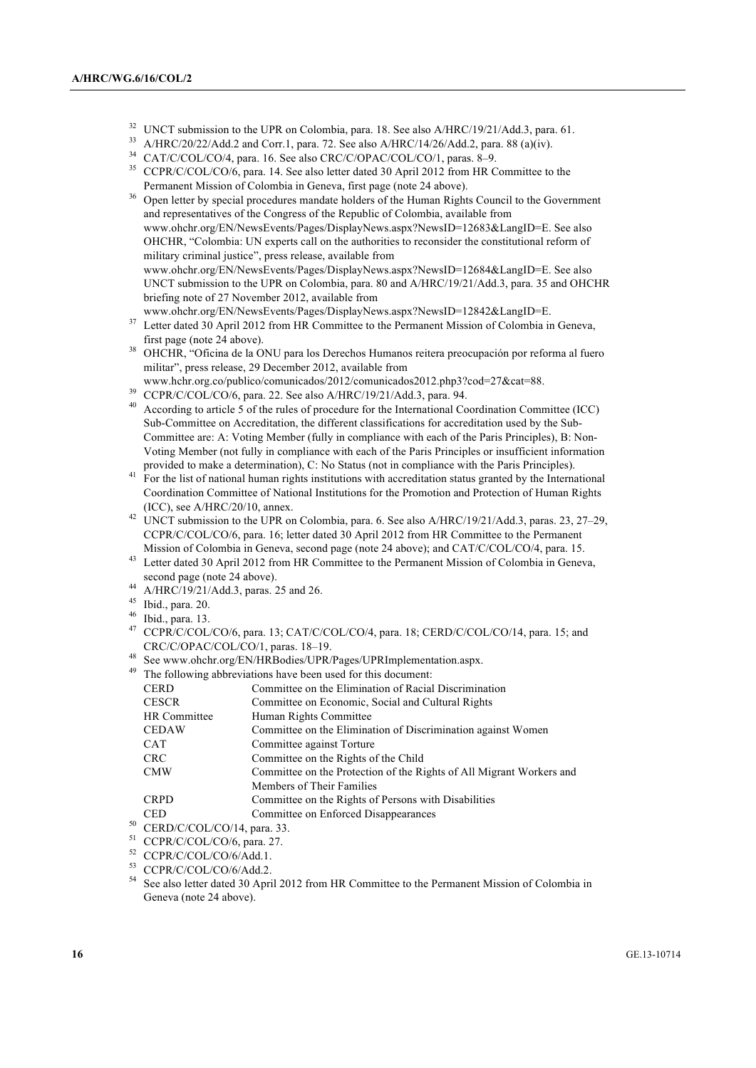[32] UNCT submission to the UPR on Colombia, para. 18. See also A/HRC/19/21/Add.3, para. 61.

[33] A/HRC/20/22/Add.2 and Corr.1, para. 72. See also A/HRC/14/26/Add.2, para. 88 (a)(iv).

[34] CAT/C/COL/CO/4, para. 16. See also CRC/C/OPAC/COL/CO/1, paras. 8–9.

[35] CCPR/C/COL/CO/6, para. 14. See also letter dated 30 April 2012 from HR Committee to the Permanent Mission of Colombia in Geneva, first page (note 24 above).

[36] Open letter by special procedures mandate holders of the Human Rights Council to the Government and representatives of the Congress of the Republic of Colombia, available from www.ohchr.org/EN/NewsEvents/Pages/DisplayNews.aspx?NewsID=12683&LangID=E. See also OHCHR, "Colombia: UN experts call on the authorities to reconsider the constitutional reform of military criminal justice", press release, available from www.ohchr.org/EN/NewsEvents/Pages/DisplayNews.aspx?NewsID=12684&LangID=E. See also UNCT submission to the UPR on Colombia, para. 80 and A/HRC/19/21/Add.3, para. 35 and OHCHR briefing note of 27 November 2012, available from www.ohchr.org/EN/NewsEvents/Pages/DisplayNews.aspx?NewsID=12842&LangID=E.

[37] Letter dated 30 April 2012 from HR Committee to the Permanent Mission of Colombia in Geneva, first page (note 24 above).

[38] OHCHR, "Oficina de la ONU para los Derechos Humanos reitera preocupación por reforma al fuero militar", press release, 29 December 2012, available from www.hchr.org.co/publico/comunicados/2012/comunicados2012.php3?cod=27&cat=88.

[39] CCPR/C/COL/CO/6, para. 22. See also A/HRC/19/21/Add.3, para. 94.

[40] According to article 5 of the rules of procedure for the International Coordination Committee (ICC) Sub-Committee on Accreditation, the different classifications for accreditation used by the Sub-Committee are: A: Voting Member (fully in compliance with each of the Paris Principles), B: Non-Voting Member (not fully in compliance with each of the Paris Principles or insufficient information provided to make a determination), C: No Status (not in compliance with the Paris Principles).

[41] For the list of national human rights institutions with accreditation status granted by the International Coordination Committee of National Institutions for the Promotion and Protection of Human Rights (ICC), see A/HRC/20/10, annex.

[42] UNCT submission to the UPR on Colombia, para. 6. See also A/HRC/19/21/Add.3, paras. 23, 27–29, CCPR/C/COL/CO/6, para. 16; letter dated 30 April 2012 from HR Committee to the Permanent Mission of Colombia in Geneva, second page (note 24 above); and CAT/C/COL/CO/4, para. 15.

[43] Letter dated 30 April 2012 from HR Committee to the Permanent Mission of Colombia in Geneva, second page (note 24 above).

[44] A/HRC/19/21/Add.3, paras. 25 and 26.

[45] Ibid., para. 20.

[46] Ibid., para. 13.

[47] CCPR/C/COL/CO/6, para. 13; CAT/C/COL/CO/4, para. 18; CERD/C/COL/CO/14, para. 15; and CRC/C/OPAC/COL/CO/1, paras. 18–19.

[48] See www.ohchr.org/EN/HRBodies/UPR/Pages/UPRImplementation.aspx.

[49] The following abbreviations have been used for this document:

| | |
|---|---|
| CERD | Committee on the Elimination of Racial Discrimination |
| CESCR | Committee on Economic, Social and Cultural Rights |
| HR Committee | Human Rights Committee |
| CEDAW | Committee on the Elimination of Discrimination against Women |
| CAT | Committee against Torture |
| CRC | Committee on the Rights of the Child |
| CMW | Committee on the Protection of the Rights of All Migrant Workers and Members of Their Families |
| CRPD | Committee on the Rights of Persons with Disabilities |
| CED | Committee on Enforced Disappearances |

[50] CERD/C/COL/CO/14, para. 33.

[51] CCPR/C/COL/CO/6, para. 27.

[52] CCPR/C/COL/CO/6/Add.1.

[53] CCPR/C/COL/CO/6/Add.2.

[54] See also letter dated 30 April 2012 from HR Committee to the Permanent Mission of Colombia in Geneva (note 24 above).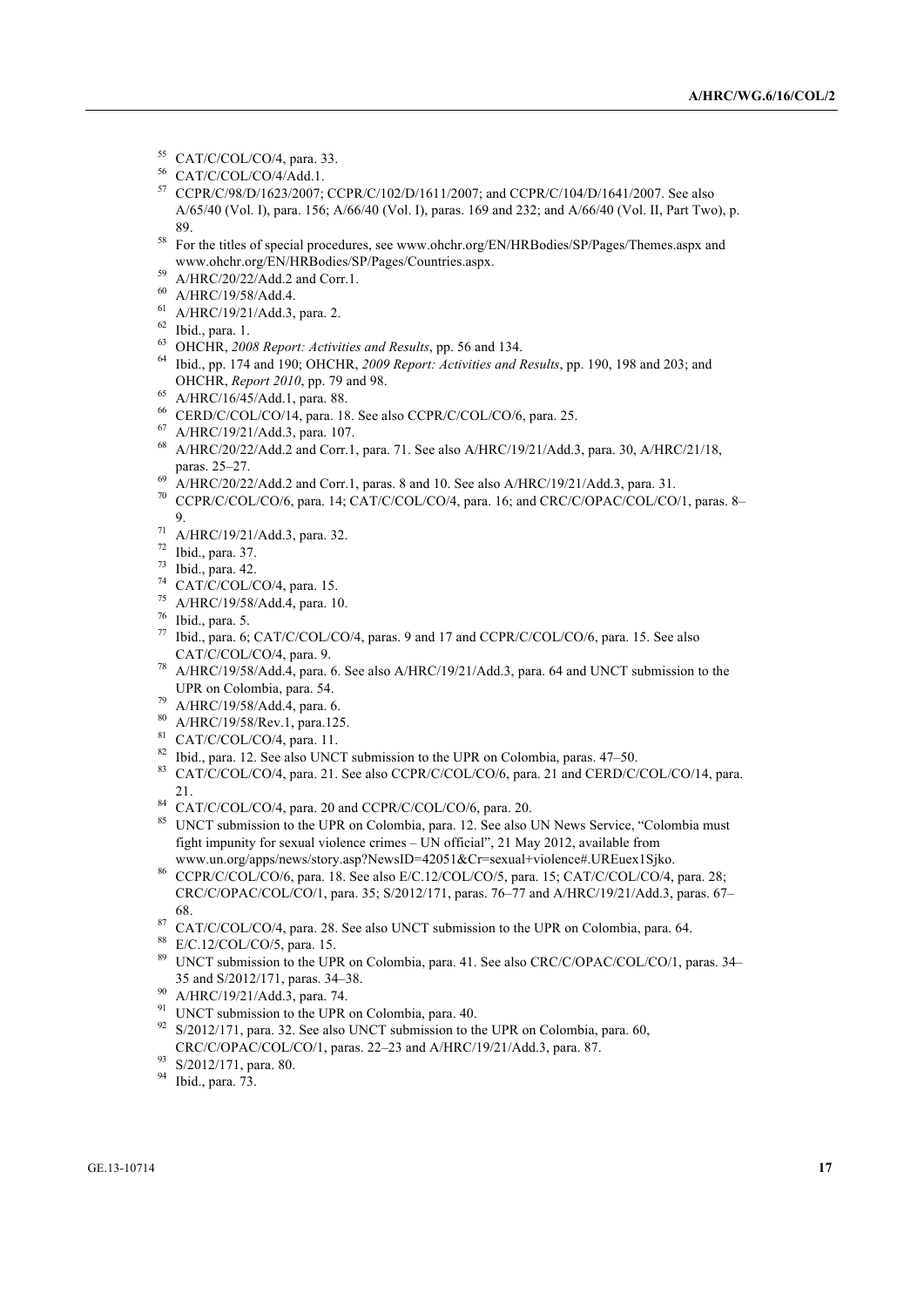[55] CAT/C/COL/CO/4, para. 33.

[56] CAT/C/COL/CO/4/Add.1.

[57] CCPR/C/98/D/1623/2007; CCPR/C/102/D/1611/2007; and CCPR/C/104/D/1641/2007. See also A/65/40 (Vol. I), para. 156; A/66/40 (Vol. I), paras. 169 and 232; and A/66/40 (Vol. II, Part Two), p. 89.

[58] For the titles of special procedures, see www.ohchr.org/EN/HRBodies/SP/Pages/Themes.aspx and www.ohchr.org/EN/HRBodies/SP/Pages/Countries.aspx.

[59] A/HRC/20/22/Add.2 and Corr.1.

[60] A/HRC/19/58/Add.4.

[61] A/HRC/19/21/Add.3, para. 2.

[62] Ibid., para. 1.

[63] OHCHR, *2008 Report: Activities and Results*, pp. 56 and 134.

[64] Ibid., pp. 174 and 190; OHCHR, *2009 Report: Activities and Results*, pp. 190, 198 and 203; and OHCHR, *Report 2010*, pp. 79 and 98.

[65] A/HRC/16/45/Add.1, para. 88.

[66] CERD/C/COL/CO/14, para. 18. See also CCPR/C/COL/CO/6, para. 25.

[67] A/HRC/19/21/Add.3, para. 107.

[68] A/HRC/20/22/Add.2 and Corr.1, para. 71. See also A/HRC/19/21/Add.3, para. 30, A/HRC/21/18, paras. 25–27.

[69] A/HRC/20/22/Add.2 and Corr.1, paras. 8 and 10. See also A/HRC/19/21/Add.3, para. 31.

[70] CCPR/C/COL/CO/6, para. 14; CAT/C/COL/CO/4, para. 16; and CRC/C/OPAC/COL/CO/1, paras. 8–9.

[71] A/HRC/19/21/Add.3, para. 32.

[72] Ibid., para. 37.

[73] Ibid., para. 42.

[74] CAT/C/COL/CO/4, para. 15.

[75] A/HRC/19/58/Add.4, para. 10.

[76] Ibid., para. 5.

[77] Ibid., para. 6; CAT/C/COL/CO/4, paras. 9 and 17 and CCPR/C/COL/CO/6, para. 15. See also CAT/C/COL/CO/4, para. 9.

[78] A/HRC/19/58/Add.4, para. 6. See also A/HRC/19/21/Add.3, para. 64 and UNCT submission to the UPR on Colombia, para. 54.

[79] A/HRC/19/58/Add.4, para. 6.

[80] A/HRC/19/58/Rev.1, para.125.

[81] CAT/C/COL/CO/4, para. 11.

[82] Ibid., para. 12. See also UNCT submission to the UPR on Colombia, paras. 47–50.

[83] CAT/C/COL/CO/4, para. 21. See also CCPR/C/COL/CO/6, para. 21 and CERD/C/COL/CO/14, para. 21.

[84] CAT/C/COL/CO/4, para. 20 and CCPR/C/COL/CO/6, para. 20.

[85] UNCT submission to the UPR on Colombia, para. 12. See also UN News Service, "Colombia must fight impunity for sexual violence crimes – UN official", 21 May 2012, available from www.un.org/apps/news/story.asp?NewsID=42051&Cr=sexual+violence#.UREuex1Sjko.

[86] CCPR/C/COL/CO/6, para. 18. See also E/C.12/COL/CO/5, para. 15; CAT/C/COL/CO/4, para. 28; CRC/C/OPAC/COL/CO/1, para. 35; S/2012/171, paras. 76–77 and A/HRC/19/21/Add.3, paras. 67–68.

[87] CAT/C/COL/CO/4, para. 28. See also UNCT submission to the UPR on Colombia, para. 64.

[88] E/C.12/COL/CO/5, para. 15.

[89] UNCT submission to the UPR on Colombia, para. 41. See also CRC/C/OPAC/COL/CO/1, paras. 34–35 and S/2012/171, paras. 34–38.

[90] A/HRC/19/21/Add.3, para. 74.

[91] UNCT submission to the UPR on Colombia, para. 40.

[92] S/2012/171, para. 32. See also UNCT submission to the UPR on Colombia, para. 60, CRC/C/OPAC/COL/CO/1, paras. 22–23 and A/HRC/19/21/Add.3, para. 87.

[93] S/2012/171, para. 80.

[94] Ibid., para. 73.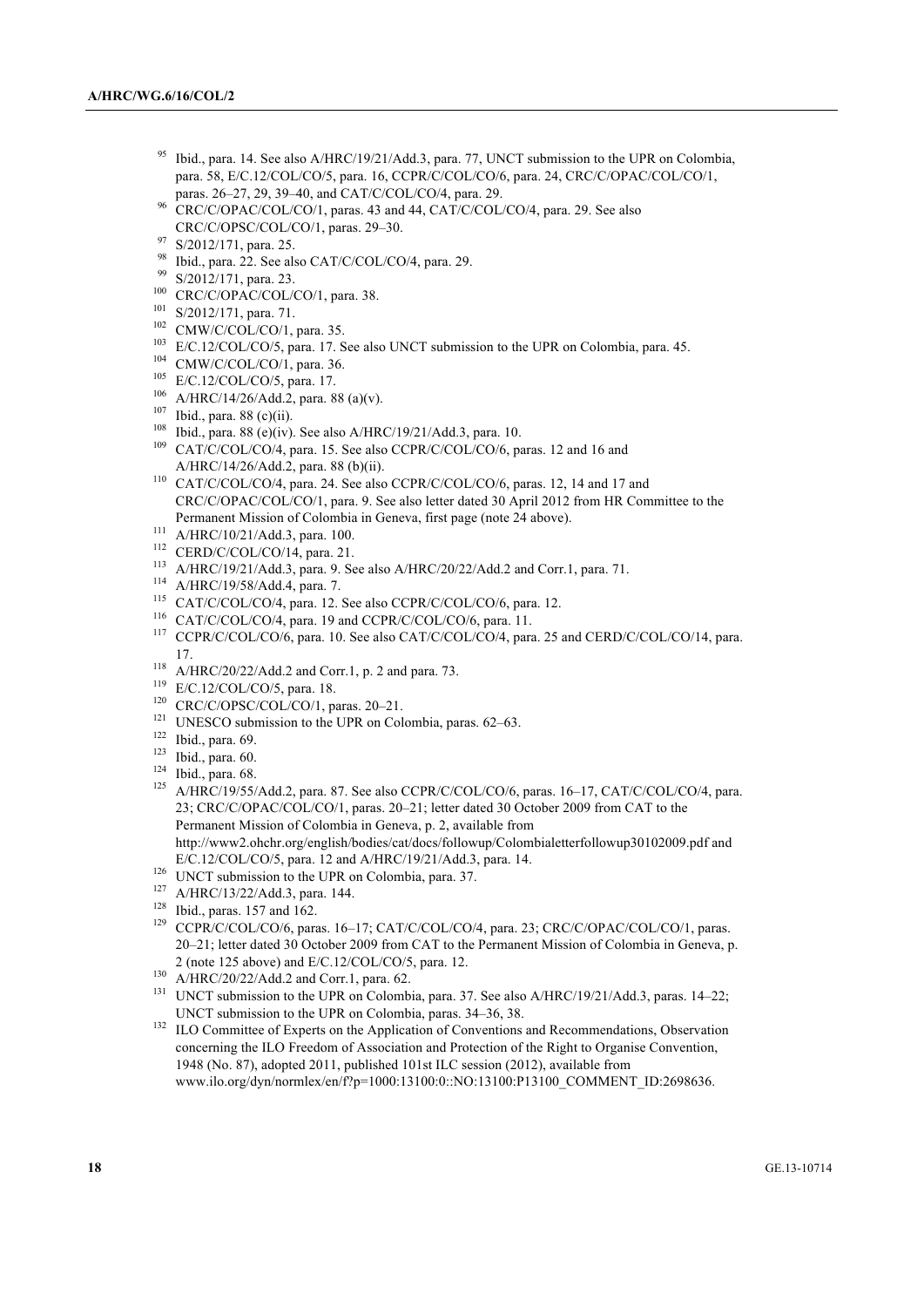[95] Ibid., para. 14. See also A/HRC/19/21/Add.3, para. 77, UNCT submission to the UPR on Colombia, para. 58, E/C.12/COL/CO/5, para. 16, CCPR/C/COL/CO/6, para. 24, CRC/C/OPAC/COL/CO/1, paras. 26–27, 29, 39–40, and CAT/C/COL/CO/4, para. 29.

[96] CRC/C/OPAC/COL/CO/1, paras. 43 and 44, CAT/C/COL/CO/4, para. 29. See also CRC/C/OPSC/COL/CO/1, paras. 29–30.

[97] S/2012/171, para. 25.

[98] Ibid., para. 22. See also CAT/C/COL/CO/4, para. 29.

[99] S/2012/171, para. 23.

[100] CRC/C/OPAC/COL/CO/1, para. 38.

[101] S/2012/171, para. 71.

[102] CMW/C/COL/CO/1, para. 35.

[103] E/C.12/COL/CO/5, para. 17. See also UNCT submission to the UPR on Colombia, para. 45.

[104] CMW/C/COL/CO/1, para. 36.

[105] E/C.12/COL/CO/5, para. 17.

[106] A/HRC/14/26/Add.2, para. 88 (a)(v).

[107] Ibid., para. 88 (c)(ii).

[108] Ibid., para. 88 (e)(iv). See also A/HRC/19/21/Add.3, para. 10.

[109] CAT/C/COL/CO/4, para. 15. See also CCPR/C/COL/CO/6, paras. 12 and 16 and A/HRC/14/26/Add.2, para. 88 (b)(ii).

[110] CAT/C/COL/CO/4, para. 24. See also CCPR/C/COL/CO/6, paras. 12, 14 and 17 and CRC/C/OPAC/COL/CO/1, para. 9. See also letter dated 30 April 2012 from HR Committee to the Permanent Mission of Colombia in Geneva, first page (note 24 above).

[111] A/HRC/10/21/Add.3, para. 100.

[112] CERD/C/COL/CO/14, para. 21.

[113] A/HRC/19/21/Add.3, para. 9. See also A/HRC/20/22/Add.2 and Corr.1, para. 71.

[114] A/HRC/19/58/Add.4, para. 7.

[115] CAT/C/COL/CO/4, para. 12. See also CCPR/C/COL/CO/6, para. 12.

[116] CAT/C/COL/CO/4, para. 19 and CCPR/C/COL/CO/6, para. 11.

[117] CCPR/C/COL/CO/6, para. 10. See also CAT/C/COL/CO/4, para. 25 and CERD/C/COL/CO/14, para. 17.

[118] A/HRC/20/22/Add.2 and Corr.1, p. 2 and para. 73.

[119] E/C.12/COL/CO/5, para. 18.

[120] CRC/C/OPSC/COL/CO/1, paras. 20–21.

[121] UNESCO submission to the UPR on Colombia, paras. 62–63.

[122] Ibid., para. 69.

[123] Ibid., para. 60.

[124] Ibid., para. 68.

[125] A/HRC/19/55/Add.2, para. 87. See also CCPR/C/COL/CO/6, paras. 16–17, CAT/C/COL/CO/4, para. 23; CRC/C/OPAC/COL/CO/1, paras. 20–21; letter dated 30 October 2009 from CAT to the Permanent Mission of Colombia in Geneva, p. 2, available from http://www2.ohchr.org/english/bodies/cat/docs/followup/Colombialetterfollowup30102009.pdf and E/C.12/COL/CO/5, para. 12 and A/HRC/19/21/Add.3, para. 14.

[126] UNCT submission to the UPR on Colombia, para. 37.

[127] A/HRC/13/22/Add.3, para. 144.

[128] Ibid., paras. 157 and 162.

[129] CCPR/C/COL/CO/6, paras. 16–17; CAT/C/COL/CO/4, para. 23; CRC/C/OPAC/COL/CO/1, paras. 20–21; letter dated 30 October 2009 from CAT to the Permanent Mission of Colombia in Geneva, p. 2 (note 125 above) and E/C.12/COL/CO/5, para. 12.

[130] A/HRC/20/22/Add.2 and Corr.1, para. 62.

[131] UNCT submission to the UPR on Colombia, para. 37. See also A/HRC/19/21/Add.3, paras. 14–22; UNCT submission to the UPR on Colombia, paras. 34–36, 38.

[132] ILO Committee of Experts on the Application of Conventions and Recommendations, Observation concerning the ILO Freedom of Association and Protection of the Right to Organise Convention, 1948 (No. 87), adopted 2011, published 101st ILC session (2012), available from www.ilo.org/dyn/normlex/en/f?p=1000:13100:0::NO:13100:P13100_COMMENT_ID:2698636.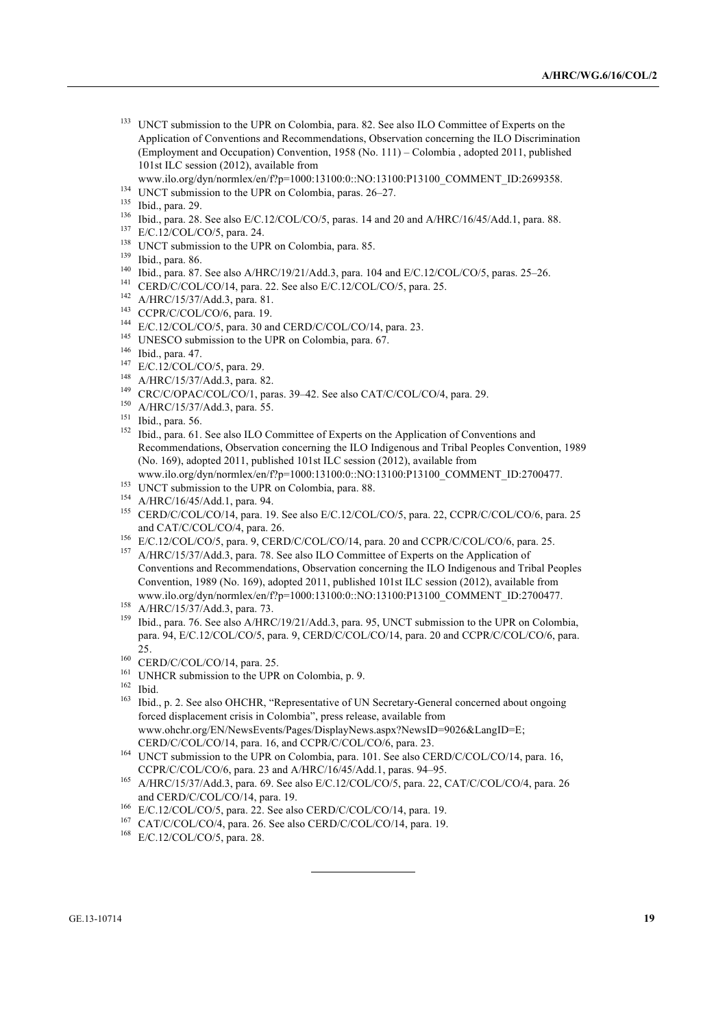[133] UNCT submission to the UPR on Colombia, para. 82. See also ILO Committee of Experts on the Application of Conventions and Recommendations, Observation concerning the ILO Discrimination (Employment and Occupation) Convention, 1958 (No. 111) – Colombia , adopted 2011, published 101st ILC session (2012), available from www.ilo.org/dyn/normlex/en/f?p=1000:13100:0::NO:13100:P13100_COMMENT_ID:2699358.

[134] UNCT submission to the UPR on Colombia, paras. 26–27.

[135] Ibid., para. 29.

[136] Ibid., para. 28. See also E/C.12/COL/CO/5, paras. 14 and 20 and A/HRC/16/45/Add.1, para. 88.

[137] E/C.12/COL/CO/5, para. 24.

[138] UNCT submission to the UPR on Colombia, para. 85.

[139] Ibid., para. 86.

[140] Ibid., para. 87. See also A/HRC/19/21/Add.3, para. 104 and E/C.12/COL/CO/5, paras. 25–26.

[141] CERD/C/COL/CO/14, para. 22. See also E/C.12/COL/CO/5, para. 25.

[142] A/HRC/15/37/Add.3, para. 81.

[143] CCPR/C/COL/CO/6, para. 19.

[144] E/C.12/COL/CO/5, para. 30 and CERD/C/COL/CO/14, para. 23.

[145] UNESCO submission to the UPR on Colombia, para. 67.

[146] Ibid., para. 47.

[147] E/C.12/COL/CO/5, para. 29.

[148] A/HRC/15/37/Add.3, para. 82.

[149] CRC/C/OPAC/COL/CO/1, paras. 39–42. See also CAT/C/COL/CO/4, para. 29.

[150] A/HRC/15/37/Add.3, para. 55.

[151] Ibid., para. 56.

[152] Ibid., para. 61. See also ILO Committee of Experts on the Application of Conventions and Recommendations, Observation concerning the ILO Indigenous and Tribal Peoples Convention, 1989 (No. 169), adopted 2011, published 101st ILC session (2012), available from www.ilo.org/dyn/normlex/en/f?p=1000:13100:0::NO:13100:P13100_COMMENT_ID:2700477.

[153] UNCT submission to the UPR on Colombia, para. 88.

[154] A/HRC/16/45/Add.1, para. 94.

[155] CERD/C/COL/CO/14, para. 19. See also E/C.12/COL/CO/5, para. 22, CCPR/C/COL/CO/6, para. 25 and CAT/C/COL/CO/4, para. 26.

[156] E/C.12/COL/CO/5, para. 9, CERD/C/COL/CO/14, para. 20 and CCPR/C/COL/CO/6, para. 25.

[157] A/HRC/15/37/Add.3, para. 78. See also ILO Committee of Experts on the Application of Conventions and Recommendations, Observation concerning the ILO Indigenous and Tribal Peoples Convention, 1989 (No. 169), adopted 2011, published 101st ILC session (2012), available from www.ilo.org/dyn/normlex/en/f?p=1000:13100:0::NO:13100:P13100_COMMENT_ID:2700477.

[158] A/HRC/15/37/Add.3, para. 73.

[159] Ibid., para. 76. See also A/HRC/19/21/Add.3, para. 95, UNCT submission to the UPR on Colombia, para. 94, E/C.12/COL/CO/5, para. 9, CERD/C/COL/CO/14, para. 20 and CCPR/C/COL/CO/6, para. 25.

[160] CERD/C/COL/CO/14, para. 25.

[161] UNHCR submission to the UPR on Colombia, p. 9.

[162] Ibid.

[163] Ibid., p. 2. See also OHCHR, "Representative of UN Secretary-General concerned about ongoing forced displacement crisis in Colombia", press release, available from www.ohchr.org/EN/NewsEvents/Pages/DisplayNews.aspx?NewsID=9026&LangID=E; CERD/C/COL/CO/14, para. 16, and CCPR/C/COL/CO/6, para. 23.

[164] UNCT submission to the UPR on Colombia, para. 101. See also CERD/C/COL/CO/14, para. 16, CCPR/C/COL/CO/6, para. 23 and A/HRC/16/45/Add.1, paras. 94–95.

[165] A/HRC/15/37/Add.3, para. 69. See also E/C.12/COL/CO/5, para. 22, CAT/C/COL/CO/4, para. 26 and CERD/C/COL/CO/14, para. 19.

[166] E/C.12/COL/CO/5, para. 22. See also CERD/C/COL/CO/14, para. 19.

[167] CAT/C/COL/CO/4, para. 26. See also CERD/C/COL/CO/14, para. 19.

[168] E/C.12/COL/CO/5, para. 28.